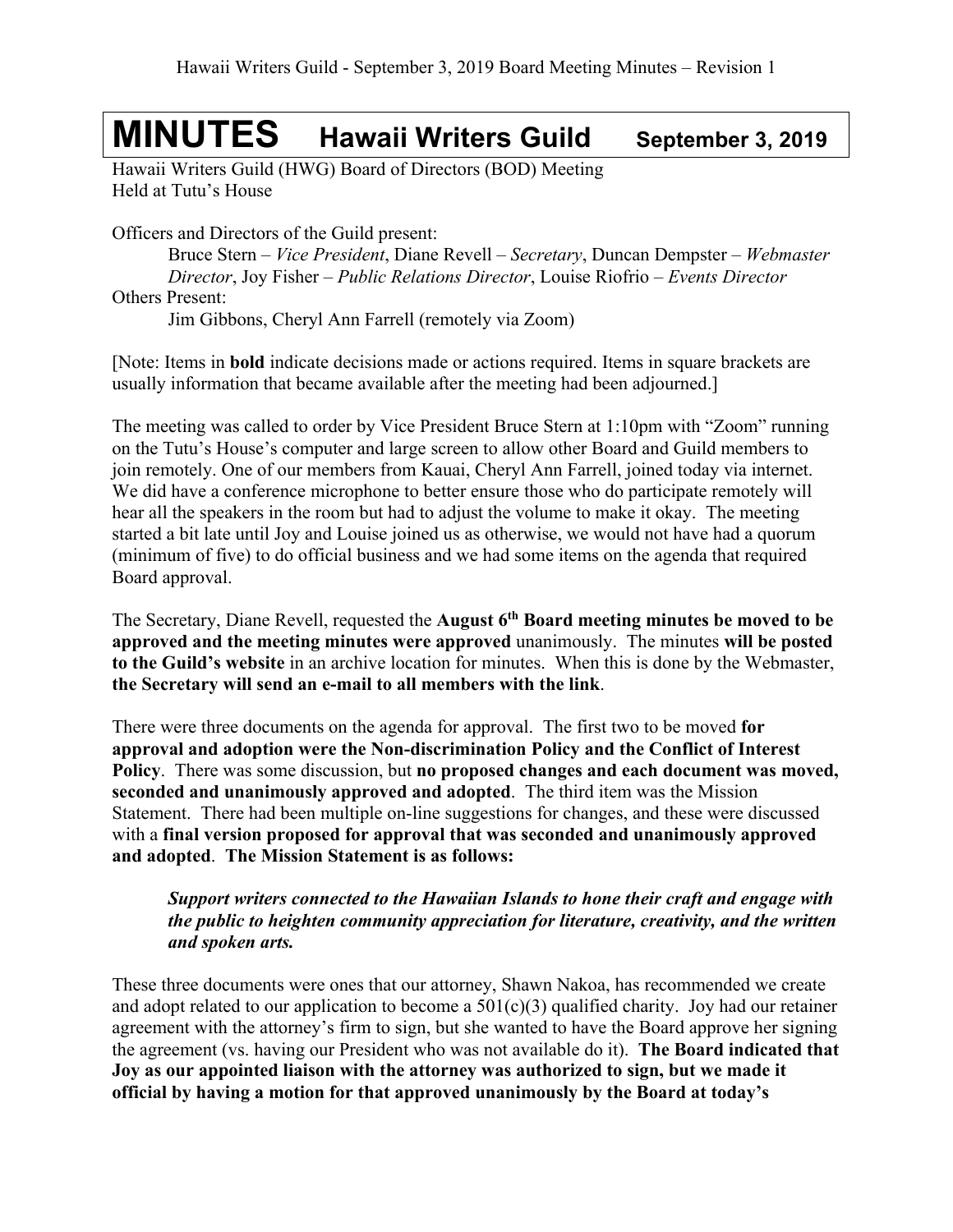# MINUTES Hawaii Writers Guild September 3, 2019

Hawaii Writers Guild (HWG) Board of Directors (BOD) Meeting
Held at Tutu's House

Officers and Directors of the Guild present:

> Bruce Stern – *Vice President*, Diane Revell – *Secretary*, Duncan Dempster – *Webmaster Director*, Joy Fisher – *Public Relations Director*, Louise Riofrio – *Events Director*

Others Present:

> Jim Gibbons, Cheryl Ann Farrell (remotely via Zoom)

[Note: Items in **bold** indicate decisions made or actions required. Items in square brackets are usually information that became available after the meeting had been adjourned.]

The meeting was called to order by Vice President Bruce Stern at 1:10pm with "Zoom" running on the Tutu's House's computer and large screen to allow other Board and Guild members to join remotely. One of our members from Kauai, Cheryl Ann Farrell, joined today via internet. We did have a conference microphone to better ensure those who do participate remotely will hear all the speakers in the room but had to adjust the volume to make it okay. The meeting started a bit late until Joy and Louise joined us as otherwise, we would not have had a quorum (minimum of five) to do official business and we had some items on the agenda that required Board approval.

The Secretary, Diane Revell, requested the **August 6th Board meeting minutes be moved to be approved and the meeting minutes were approved** unanimously. The minutes **will be posted to the Guild's website** in an archive location for minutes. When this is done by the Webmaster, **the Secretary will send an e-mail to all members with the link**.

There were three documents on the agenda for approval. The first two to be moved **for approval and adoption were the Non-discrimination Policy and the Conflict of Interest Policy**. There was some discussion, but **no proposed changes and each document was moved, seconded and unanimously approved and adopted**. The third item was the Mission Statement. There had been multiple on-line suggestions for changes, and these were discussed with a **final version proposed for approval that was seconded and unanimously approved and adopted**. **The Mission Statement is as follows:**

> ***Support writers connected to the Hawaiian Islands to hone their craft and engage with the public to heighten community appreciation for literature, creativity, and the written and spoken arts.***

These three documents were ones that our attorney, Shawn Nakoa, has recommended we create and adopt related to our application to become a 501(c)(3) qualified charity. Joy had our retainer agreement with the attorney's firm to sign, but she wanted to have the Board approve her signing the agreement (vs. having our President who was not available do it). **The Board indicated that Joy as our appointed liaison with the attorney was authorized to sign, but we made it official by having a motion for that approved unanimously by the Board at today's**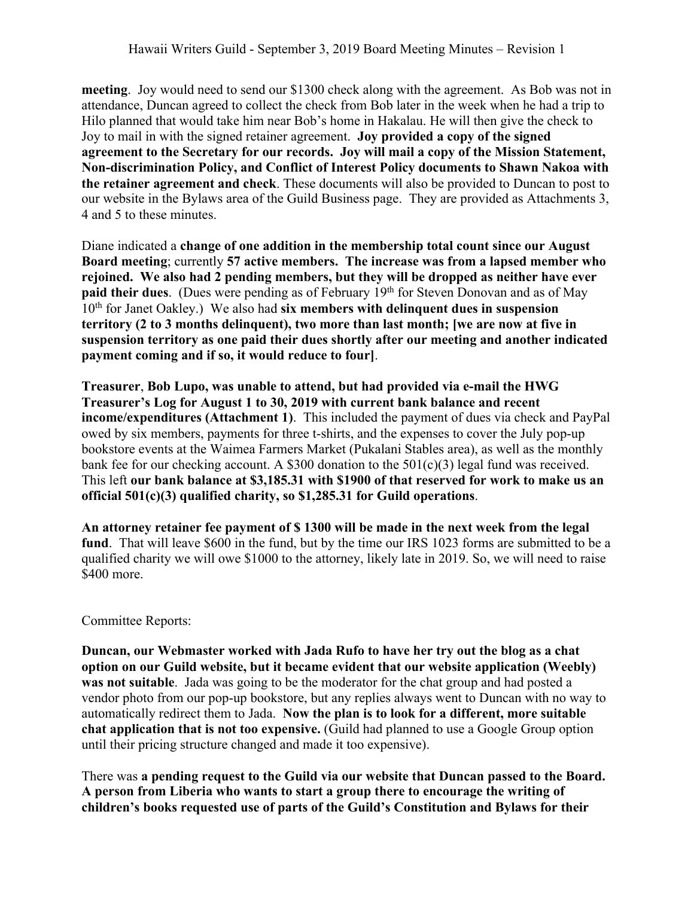**meeting**. Joy would need to send our $1300 check along with the agreement. As Bob was not in attendance, Duncan agreed to collect the check from Bob later in the week when he had a trip to Hilo planned that would take him near Bob's home in Hakalau. He will then give the check to Joy to mail in with the signed retainer agreement. **Joy provided a copy of the signed agreement to the Secretary for our records. Joy will mail a copy of the Mission Statement, Non-discrimination Policy, and Conflict of Interest Policy documents to Shawn Nakoa with the retainer agreement and check**. These documents will also be provided to Duncan to post to our website in the Bylaws area of the Guild Business page. They are provided as Attachments 3, 4 and 5 to these minutes.

Diane indicated a **change of one addition in the membership total count since our August Board meeting**; currently **57 active members. The increase was from a lapsed member who rejoined. We also had 2 pending members, but they will be dropped as neither have ever paid their dues**. (Dues were pending as of February 19th for Steven Donovan and as of May 10th for Janet Oakley.) We also had **six members with delinquent dues in suspension territory (2 to 3 months delinquent), two more than last month; [we are now at five in suspension territory as one paid their dues shortly after our meeting and another indicated payment coming and if so, it would reduce to four]**.

**Treasurer**, **Bob Lupo, was unable to attend, but had provided via e-mail the HWG Treasurer's Log for August 1 to 30, 2019 with current bank balance and recent income/expenditures (Attachment 1)**. This included the payment of dues via check and PayPal owed by six members, payments for three t-shirts, and the expenses to cover the July pop-up bookstore events at the Waimea Farmers Market (Pukalani Stables area), as well as the monthly bank fee for our checking account. A $300 donation to the 501(c)(3) legal fund was received. This left **our bank balance at $3,185.31 with $1900 of that reserved for work to make us an official 501(c)(3) qualified charity, so $1,285.31 for Guild operations**.

**An attorney retainer fee payment of $ 1300 will be made in the next week from the legal fund**. That will leave $600 in the fund, but by the time our IRS 1023 forms are submitted to be a qualified charity we will owe $1000 to the attorney, likely late in 2019. So, we will need to raise $400 more.

Committee Reports:

**Duncan, our Webmaster worked with Jada Rufo to have her try out the blog as a chat option on our Guild website, but it became evident that our website application (Weebly) was not suitable**. Jada was going to be the moderator for the chat group and had posted a vendor photo from our pop-up bookstore, but any replies always went to Duncan with no way to automatically redirect them to Jada. **Now the plan is to look for a different, more suitable chat application that is not too expensive.** (Guild had planned to use a Google Group option until their pricing structure changed and made it too expensive).

There was **a pending request to the Guild via our website that Duncan passed to the Board. A person from Liberia who wants to start a group there to encourage the writing of children's books requested use of parts of the Guild's Constitution and Bylaws for their**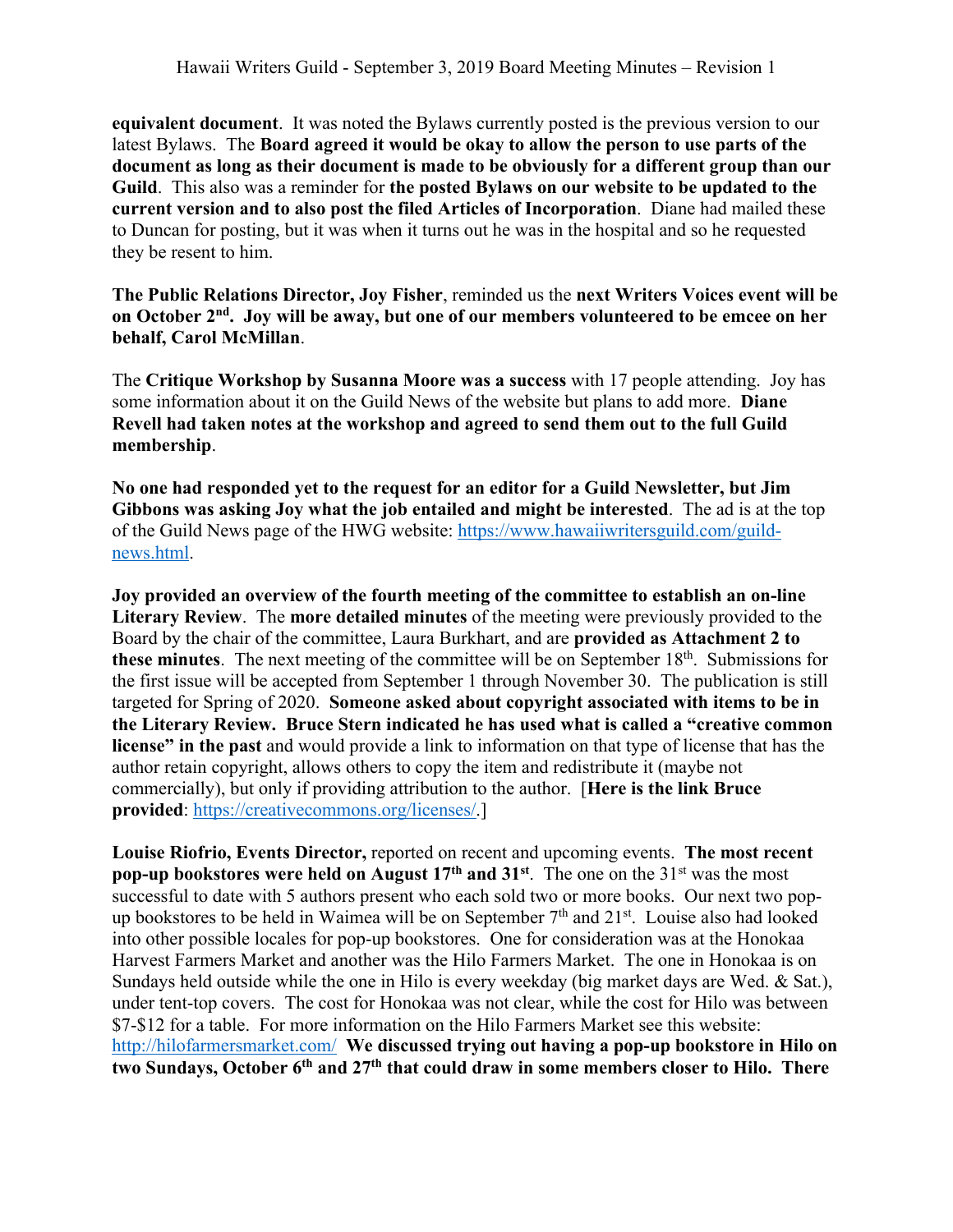**equivalent document**. It was noted the Bylaws currently posted is the previous version to our latest Bylaws. The **Board agreed it would be okay to allow the person to use parts of the document as long as their document is made to be obviously for a different group than our Guild**. This also was a reminder for **the posted Bylaws on our website to be updated to the current version and to also post the filed Articles of Incorporation**. Diane had mailed these to Duncan for posting, but it was when it turns out he was in the hospital and so he requested they be resent to him.

**The Public Relations Director, Joy Fisher**, reminded us the **next Writers Voices event will be on October 2nd. Joy will be away, but one of our members volunteered to be emcee on her behalf, Carol McMillan**.

The **Critique Workshop by Susanna Moore was a success** with 17 people attending. Joy has some information about it on the Guild News of the website but plans to add more. **Diane Revell had taken notes at the workshop and agreed to send them out to the full Guild membership**.

**No one had responded yet to the request for an editor for a Guild Newsletter, but Jim Gibbons was asking Joy what the job entailed and might be interested**. The ad is at the top of the Guild News page of the HWG website: https://www.hawaiiwritersguild.com/guild-news.html.

**Joy provided an overview of the fourth meeting of the committee to establish an on-line Literary Review**. The **more detailed minutes** of the meeting were previously provided to the Board by the chair of the committee, Laura Burkhart, and are **provided as Attachment 2 to these minutes**. The next meeting of the committee will be on September 18th. Submissions for the first issue will be accepted from September 1 through November 30. The publication is still targeted for Spring of 2020. **Someone asked about copyright associated with items to be in the Literary Review. Bruce Stern indicated he has used what is called a "creative common license" in the past** and would provide a link to information on that type of license that has the author retain copyright, allows others to copy the item and redistribute it (maybe not commercially), but only if providing attribution to the author. [**Here is the link Bruce provided**: https://creativecommons.org/licenses/.]

**Louise Riofrio, Events Director,** reported on recent and upcoming events. **The most recent pop-up bookstores were held on August 17th and 31st**. The one on the 31st was the most successful to date with 5 authors present who each sold two or more books. Our next two pop-up bookstores to be held in Waimea will be on September 7th and 21st. Louise also had looked into other possible locales for pop-up bookstores. One for consideration was at the Honokaa Harvest Farmers Market and another was the Hilo Farmers Market. The one in Honokaa is on Sundays held outside while the one in Hilo is every weekday (big market days are Wed. & Sat.), under tent-top covers. The cost for Honokaa was not clear, while the cost for Hilo was between $7-$12 for a table. For more information on the Hilo Farmers Market see this website: http://hilofarmersmarket.com/ **We discussed trying out having a pop-up bookstore in Hilo on two Sundays, October 6th and 27th that could draw in some members closer to Hilo. There**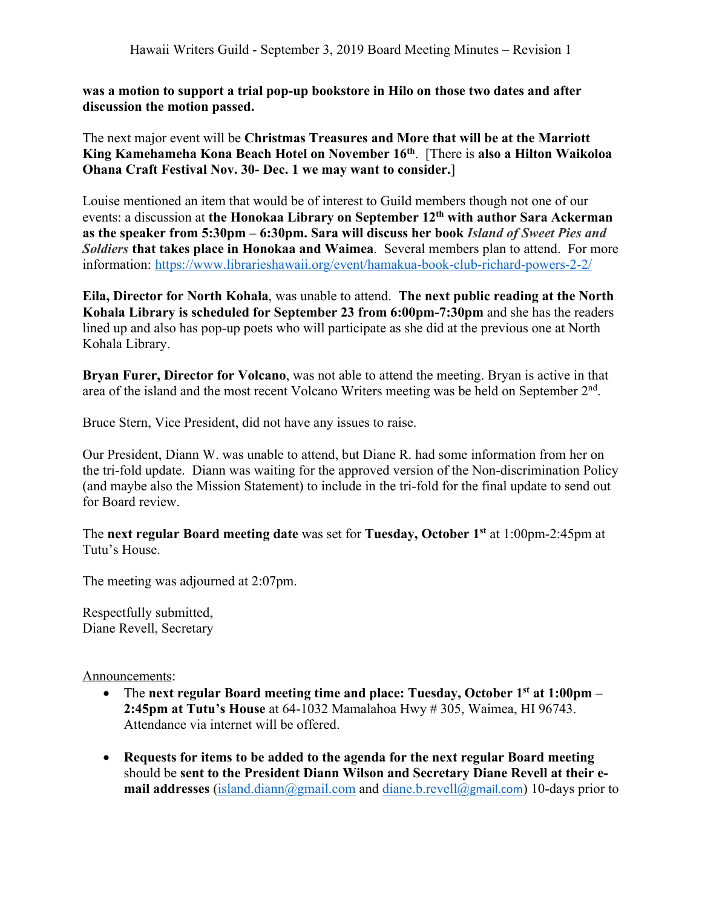**was a motion to support a trial pop-up bookstore in Hilo on those two dates and after discussion the motion passed.**

The next major event will be **Christmas Treasures and More that will be at the Marriott King Kamehameha Kona Beach Hotel on November 16th**. [There is **also a Hilton Waikoloa Ohana Craft Festival Nov. 30- Dec. 1 we may want to consider.**]

Louise mentioned an item that would be of interest to Guild members though not one of our events: a discussion at **the Honokaa Library on September 12th with author Sara Ackerman as the speaker from 5:30pm – 6:30pm. Sara will discuss her book *Island of Sweet Pies and Soldiers* that takes place in Honokaa and Waimea**. Several members plan to attend. For more information: https://www.librarieshawaii.org/event/hamakua-book-club-richard-powers-2-2/

**Eila, Director for North Kohala**, was unable to attend. **The next public reading at the North Kohala Library is scheduled for September 23 from 6:00pm-7:30pm** and she has the readers lined up and also has pop-up poets who will participate as she did at the previous one at North Kohala Library.

**Bryan Furer, Director for Volcano**, was not able to attend the meeting. Bryan is active in that area of the island and the most recent Volcano Writers meeting was be held on September 2nd.

Bruce Stern, Vice President, did not have any issues to raise.

Our President, Diann W. was unable to attend, but Diane R. had some information from her on the tri-fold update. Diann was waiting for the approved version of the Non-discrimination Policy (and maybe also the Mission Statement) to include in the tri-fold for the final update to send out for Board review.

The **next regular Board meeting date** was set for **Tuesday, October 1st** at 1:00pm-2:45pm at Tutu's House.

The meeting was adjourned at 2:07pm.

Respectfully submitted,
Diane Revell, Secretary

Announcements:

- The **next regular Board meeting time and place: Tuesday, October 1st at 1:00pm – 2:45pm at Tutu's House** at 64-1032 Mamalahoa Hwy # 305, Waimea, HI 96743. Attendance via internet will be offered.
- **Requests for items to be added to the agenda for the next regular Board meeting** should be **sent to the President Diann Wilson and Secretary Diane Revell at their e-mail addresses** (island.diann@gmail.com and diane.b.revell@gmail.com) 10-days prior to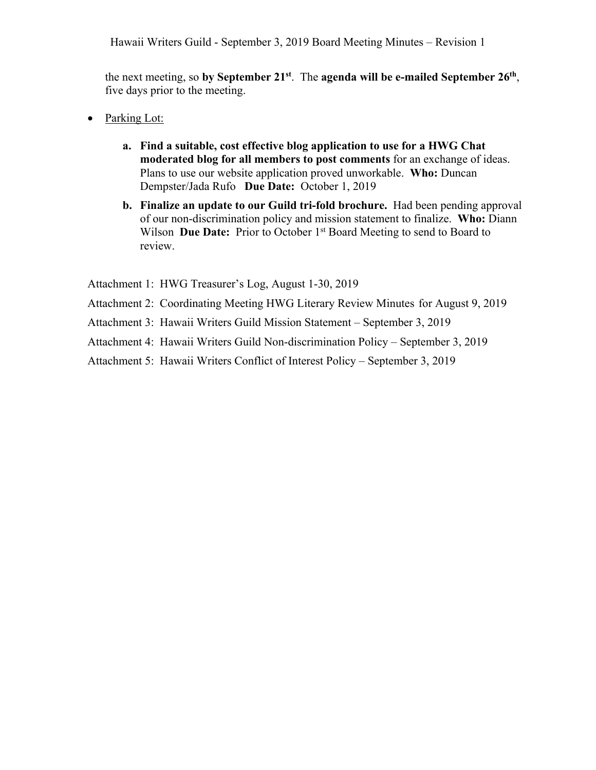the next meeting, so **by September 21st**. The **agenda will be e-mailed September 26th**, five days prior to the meeting.

- Parking Lot:

  **a. Find a suitable, cost effective blog application to use for a HWG Chat moderated blog for all members to post comments** for an exchange of ideas. Plans to use our website application proved unworkable. **Who:** Duncan Dempster/Jada Rufo **Due Date:** October 1, 2019

  **b. Finalize an update to our Guild tri-fold brochure.** Had been pending approval of our non-discrimination policy and mission statement to finalize. **Who:** Diann Wilson **Due Date:** Prior to October 1st Board Meeting to send to Board to review.

Attachment 1: HWG Treasurer's Log, August 1-30, 2019

Attachment 2: Coordinating Meeting HWG Literary Review Minutes for August 9, 2019

Attachment 3: Hawaii Writers Guild Mission Statement – September 3, 2019

Attachment 4: Hawaii Writers Guild Non-discrimination Policy – September 3, 2019

Attachment 5: Hawaii Writers Conflict of Interest Policy – September 3, 2019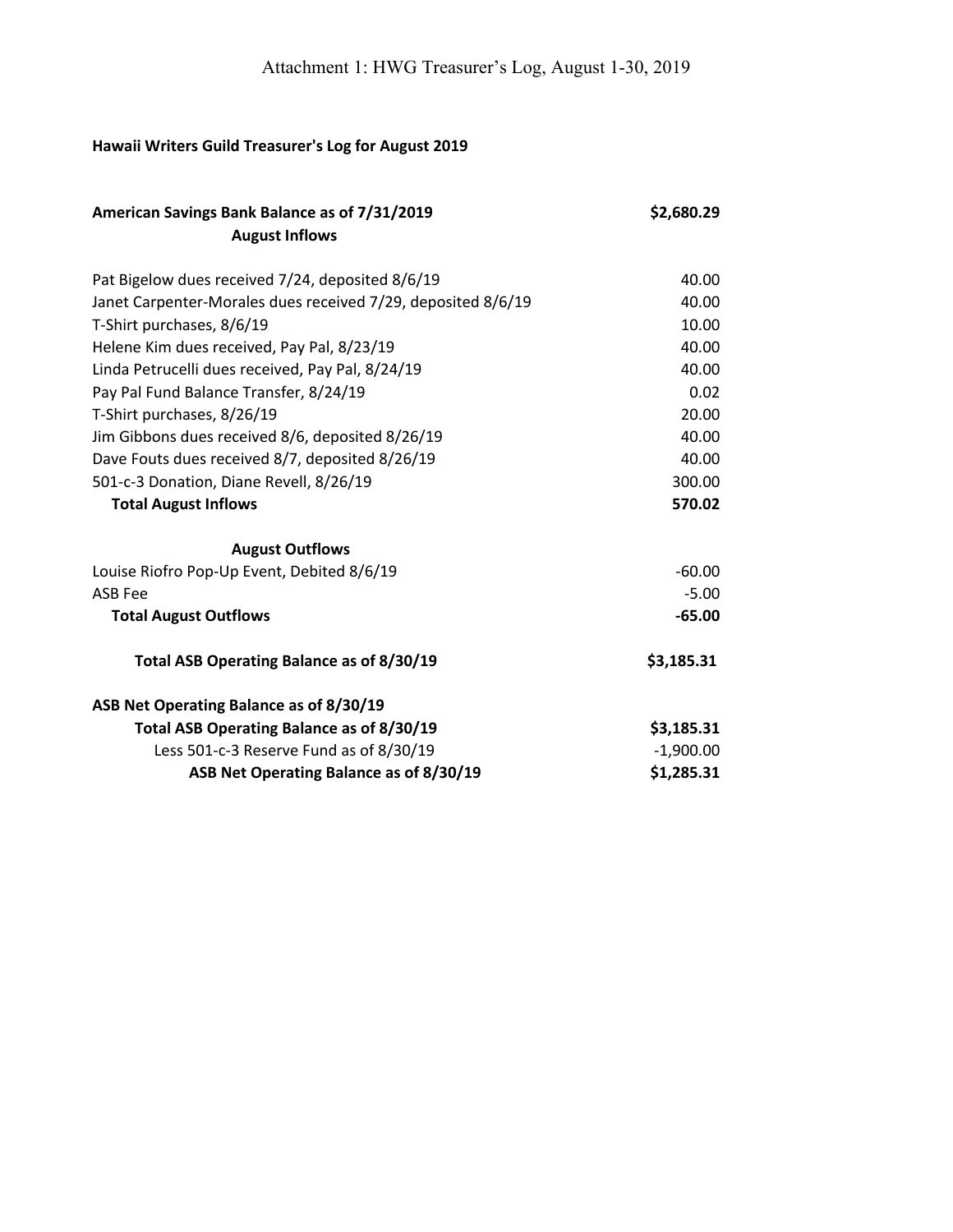# Attachment 1: HWG Treasurer's Log, August 1-30, 2019

**Hawaii Writers Guild Treasurer's Log for August 2019**

| **American Savings Bank Balance as of 7/31/2019** | **$2,680.29** |
|---|---|
| **August Inflows** | |
| Pat Bigelow dues received 7/24, deposited 8/6/19 | 40.00 |
| Janet Carpenter-Morales dues received 7/29, deposited 8/6/19 | 40.00 |
| T-Shirt purchases, 8/6/19 | 10.00 |
| Helene Kim dues received, Pay Pal, 8/23/19 | 40.00 |
| Linda Petrucelli dues received, Pay Pal, 8/24/19 | 40.00 |
| Pay Pal Fund Balance Transfer, 8/24/19 | 0.02 |
| T-Shirt purchases, 8/26/19 | 20.00 |
| Jim Gibbons dues received 8/6, deposited 8/26/19 | 40.00 |
| Dave Fouts dues received 8/7, deposited 8/26/19 | 40.00 |
| 501-c-3 Donation, Diane Revell, 8/26/19 | 300.00 |
| **Total August Inflows** | **570.02** |
| | |
| **August Outflows** | |
| Louise Riofro Pop-Up Event, Debited 8/6/19 | -60.00 |
| ASB Fee | -5.00 |
| **Total August Outflows** | **-65.00** |
| | |
| **Total ASB Operating Balance as of 8/30/19** | **$3,185.31** |
| | |
| **ASB Net Operating Balance as of 8/30/19** | |
| **Total ASB Operating Balance as of 8/30/19** | **$3,185.31** |
| Less 501-c-3 Reserve Fund as of 8/30/19 | -1,900.00 |
| **ASB Net Operating Balance as of 8/30/19** | **$1,285.31** |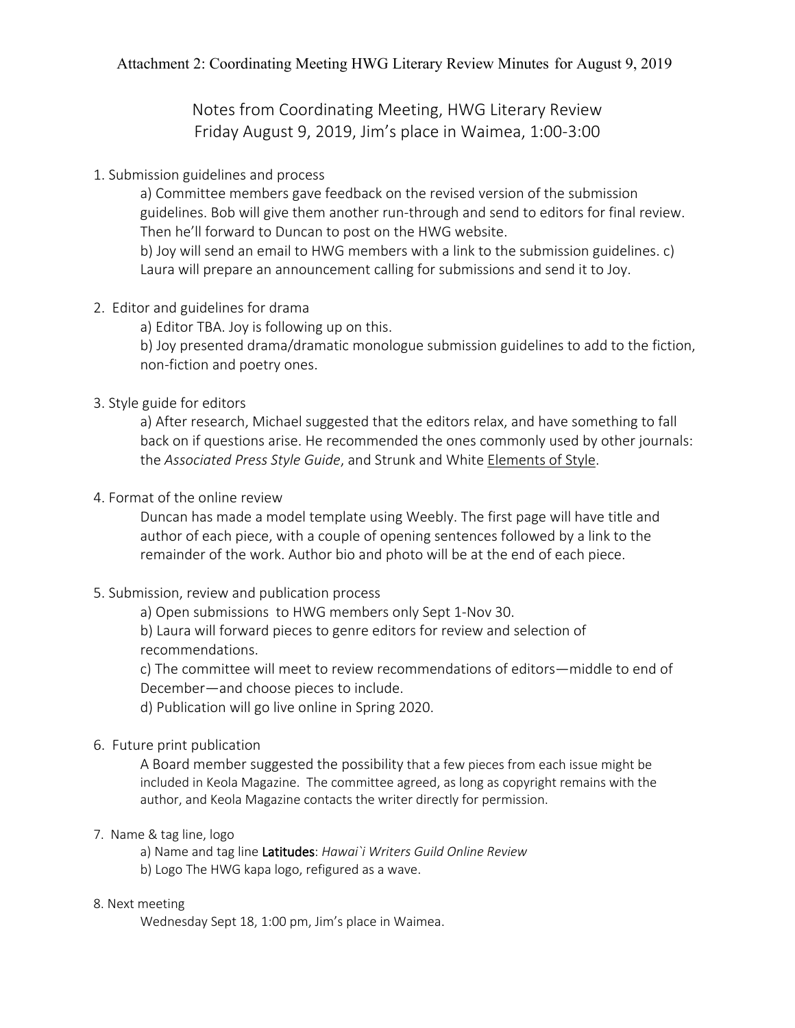Attachment 2: Coordinating Meeting HWG Literary Review Minutes for August 9, 2019

# Notes from Coordinating Meeting, HWG Literary Review
## Friday August 9, 2019, Jim's place in Waimea, 1:00-3:00

1. Submission guidelines and process

   a) Committee members gave feedback on the revised version of the submission guidelines. Bob will give them another run-through and send to editors for final review. Then he'll forward to Duncan to post on the HWG website.

   b) Joy will send an email to HWG members with a link to the submission guidelines. c) Laura will prepare an announcement calling for submissions and send it to Joy.

2. Editor and guidelines for drama

   a) Editor TBA. Joy is following up on this.

   b) Joy presented drama/dramatic monologue submission guidelines to add to the fiction, non-fiction and poetry ones.

3. Style guide for editors

   a) After research, Michael suggested that the editors relax, and have something to fall back on if questions arise. He recommended the ones commonly used by other journals: the *Associated Press Style Guide*, and Strunk and White <u>Elements of Style</u>.

4. Format of the online review

   Duncan has made a model template using Weebly. The first page will have title and author of each piece, with a couple of opening sentences followed by a link to the remainder of the work. Author bio and photo will be at the end of each piece.

5. Submission, review and publication process

   a) Open submissions to HWG members only Sept 1-Nov 30.

   b) Laura will forward pieces to genre editors for review and selection of recommendations.

   c) The committee will meet to review recommendations of editors—middle to end of December—and choose pieces to include.

   d) Publication will go live online in Spring 2020.

6. Future print publication

   A Board member suggested the possibility that a few pieces from each issue might be included in Keola Magazine. The committee agreed, as long as copyright remains with the author, and Keola Magazine contacts the writer directly for permission.

7. Name & tag line, logo

   a) Name and tag line **Latitudes**: *Hawai`i Writers Guild Online Review*

   b) Logo The HWG kapa logo, refigured as a wave.

8. Next meeting

   Wednesday Sept 18, 1:00 pm, Jim's place in Waimea.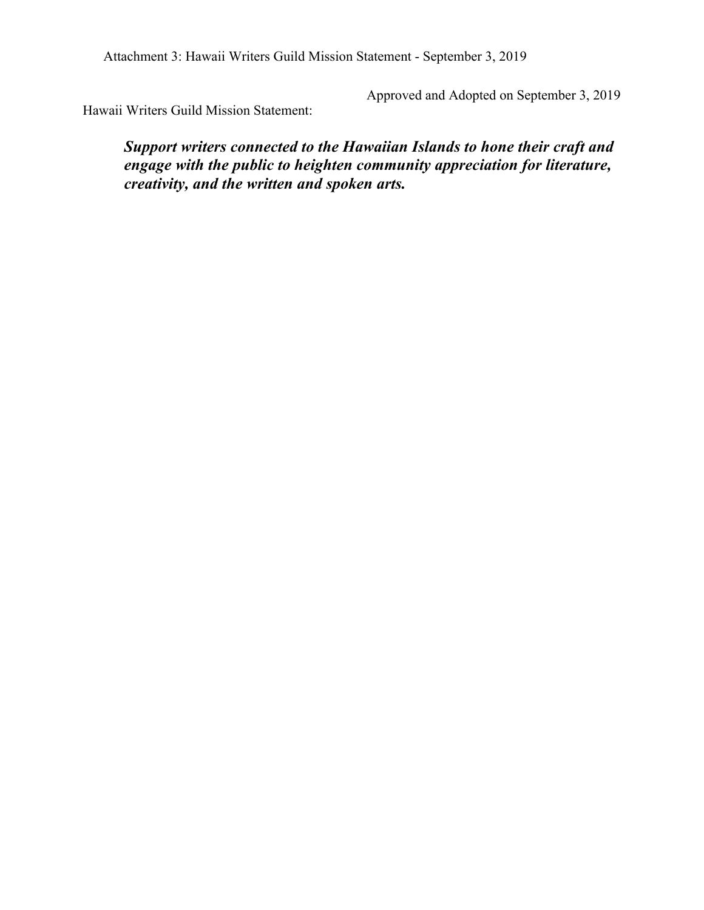Attachment 3: Hawaii Writers Guild Mission Statement - September 3, 2019

Approved and Adopted on September 3, 2019

Hawaii Writers Guild Mission Statement:

> ***Support writers connected to the Hawaiian Islands to hone their craft and engage with the public to heighten community appreciation for literature, creativity, and the written and spoken arts.***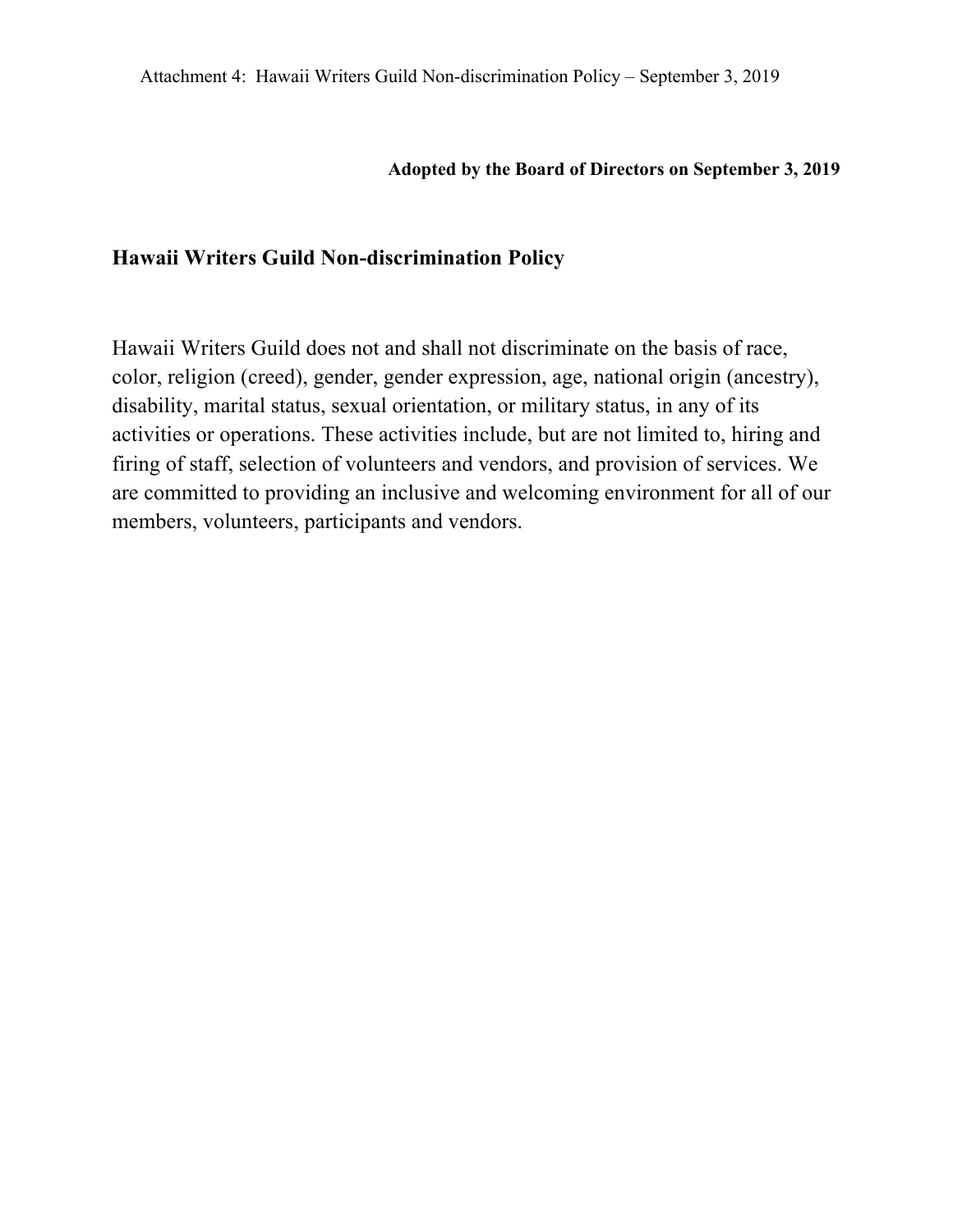Attachment 4: Hawaii Writers Guild Non-discrimination Policy – September 3, 2019

**Adopted by the Board of Directors on September 3, 2019**

## Hawaii Writers Guild Non-discrimination Policy

Hawaii Writers Guild does not and shall not discriminate on the basis of race, color, religion (creed), gender, gender expression, age, national origin (ancestry), disability, marital status, sexual orientation, or military status, in any of its activities or operations. These activities include, but are not limited to, hiring and firing of staff, selection of volunteers and vendors, and provision of services. We are committed to providing an inclusive and welcoming environment for all of our members, volunteers, participants and vendors.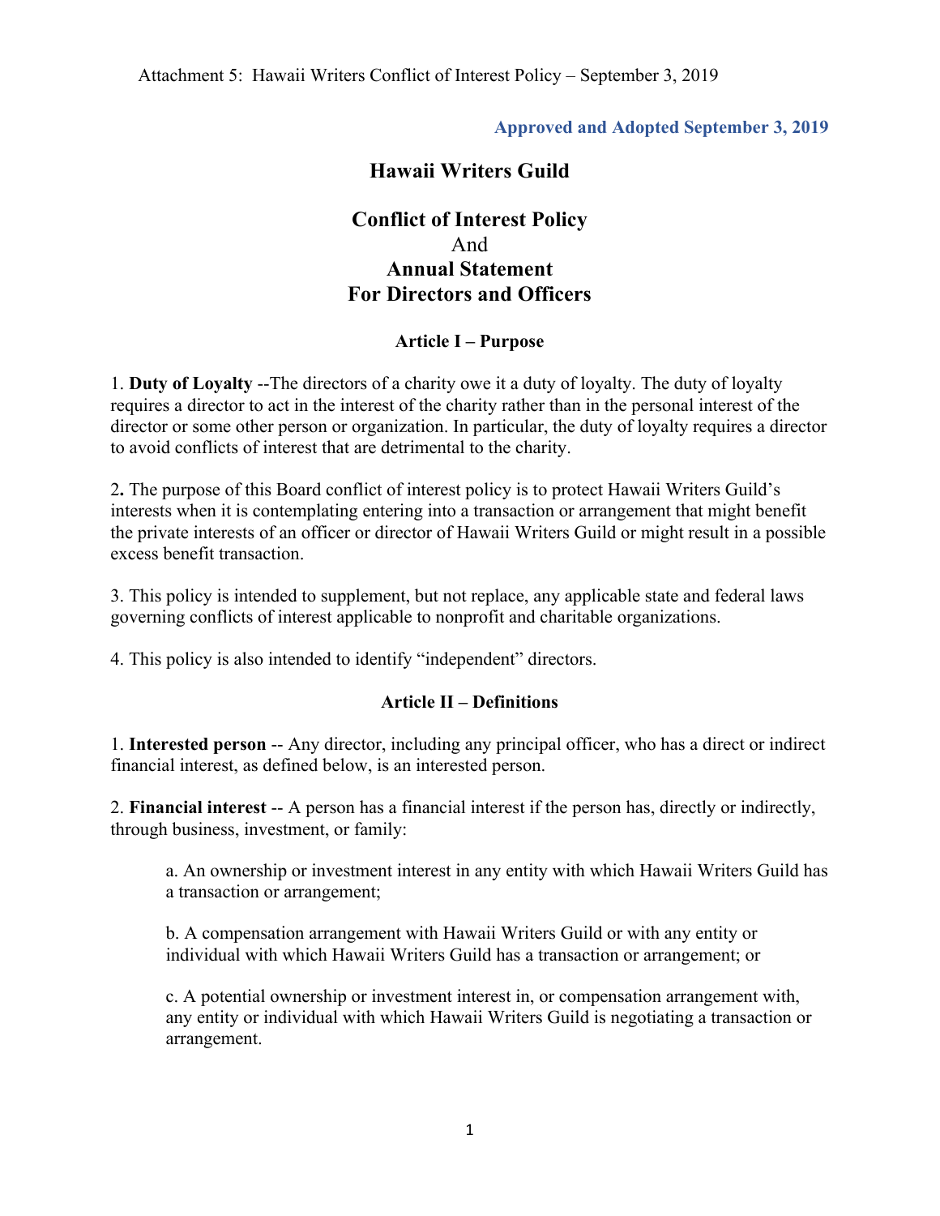Attachment 5: Hawaii Writers Conflict of Interest Policy – September 3, 2019

**Approved and Adopted September 3, 2019**

# Hawaii Writers Guild

## Conflict of Interest Policy
And
## Annual Statement
## For Directors and Officers

### Article I – Purpose

1. **Duty of Loyalty** --The directors of a charity owe it a duty of loyalty. The duty of loyalty requires a director to act in the interest of the charity rather than in the personal interest of the director or some other person or organization. In particular, the duty of loyalty requires a director to avoid conflicts of interest that are detrimental to the charity.

2**.** The purpose of this Board conflict of interest policy is to protect Hawaii Writers Guild's interests when it is contemplating entering into a transaction or arrangement that might benefit the private interests of an officer or director of Hawaii Writers Guild or might result in a possible excess benefit transaction.

3. This policy is intended to supplement, but not replace, any applicable state and federal laws governing conflicts of interest applicable to nonprofit and charitable organizations.

4. This policy is also intended to identify "independent" directors.

### Article II – Definitions

1. **Interested person** -- Any director, including any principal officer, who has a direct or indirect financial interest, as defined below, is an interested person.

2. **Financial interest** -- A person has a financial interest if the person has, directly or indirectly, through business, investment, or family:

> a. An ownership or investment interest in any entity with which Hawaii Writers Guild has a transaction or arrangement;
>
> b. A compensation arrangement with Hawaii Writers Guild or with any entity or individual with which Hawaii Writers Guild has a transaction or arrangement; or
>
> c. A potential ownership or investment interest in, or compensation arrangement with, any entity or individual with which Hawaii Writers Guild is negotiating a transaction or arrangement.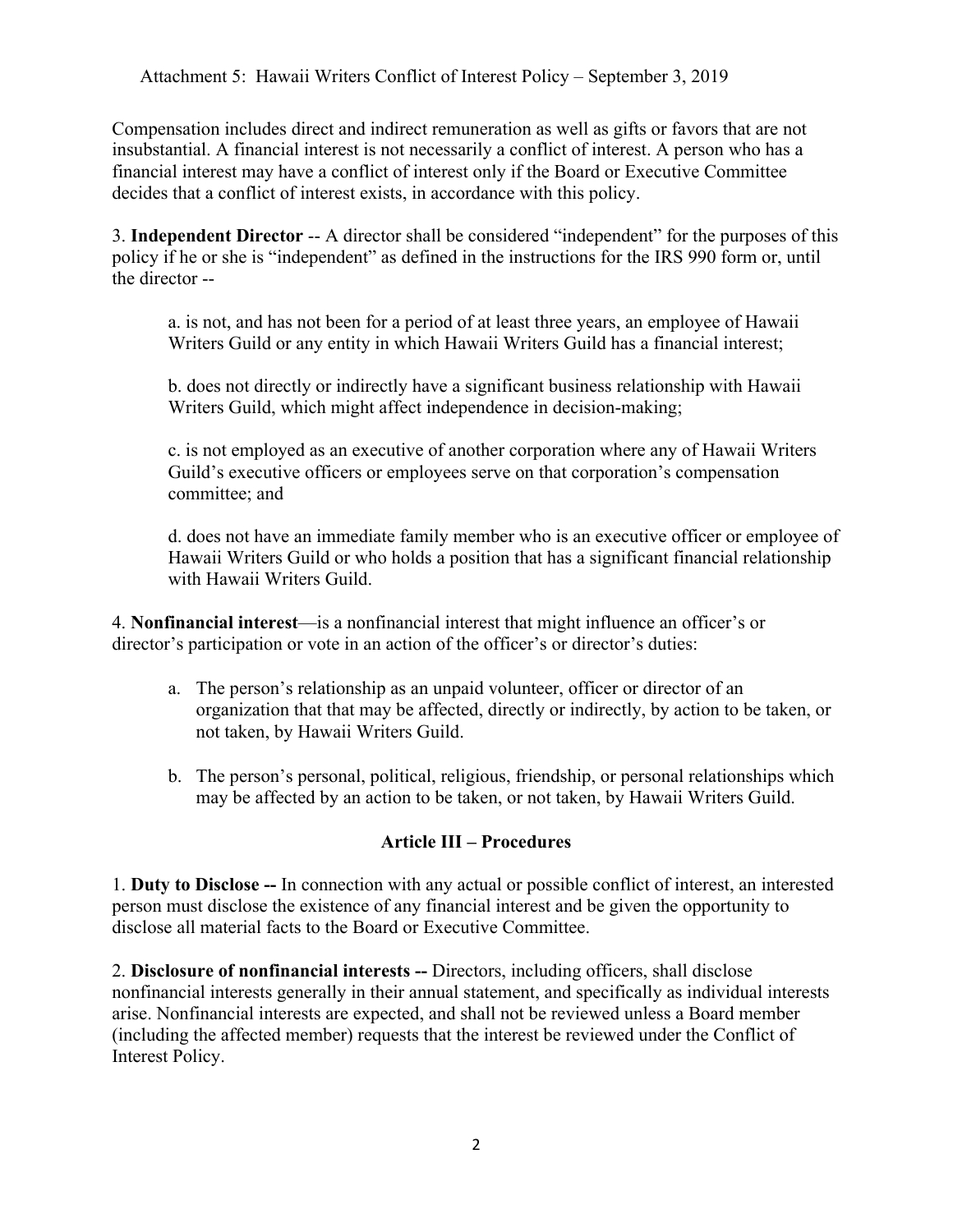Compensation includes direct and indirect remuneration as well as gifts or favors that are not insubstantial. A financial interest is not necessarily a conflict of interest. A person who has a financial interest may have a conflict of interest only if the Board or Executive Committee decides that a conflict of interest exists, in accordance with this policy.

3. **Independent Director** -- A director shall be considered "independent" for the purposes of this policy if he or she is "independent" as defined in the instructions for the IRS 990 form or, until the director --

a. is not, and has not been for a period of at least three years, an employee of Hawaii Writers Guild or any entity in which Hawaii Writers Guild has a financial interest;

b. does not directly or indirectly have a significant business relationship with Hawaii Writers Guild, which might affect independence in decision-making;

c. is not employed as an executive of another corporation where any of Hawaii Writers Guild's executive officers or employees serve on that corporation's compensation committee; and

d. does not have an immediate family member who is an executive officer or employee of Hawaii Writers Guild or who holds a position that has a significant financial relationship with Hawaii Writers Guild.

4. **Nonfinancial interest**—is a nonfinancial interest that might influence an officer's or director's participation or vote in an action of the officer's or director's duties:

a. The person's relationship as an unpaid volunteer, officer or director of an organization that that may be affected, directly or indirectly, by action to be taken, or not taken, by Hawaii Writers Guild.

b. The person's personal, political, religious, friendship, or personal relationships which may be affected by an action to be taken, or not taken, by Hawaii Writers Guild.

## Article III – Procedures

1. **Duty to Disclose --** In connection with any actual or possible conflict of interest, an interested person must disclose the existence of any financial interest and be given the opportunity to disclose all material facts to the Board or Executive Committee.

2. **Disclosure of nonfinancial interests --** Directors, including officers, shall disclose nonfinancial interests generally in their annual statement, and specifically as individual interests arise. Nonfinancial interests are expected, and shall not be reviewed unless a Board member (including the affected member) requests that the interest be reviewed under the Conflict of Interest Policy.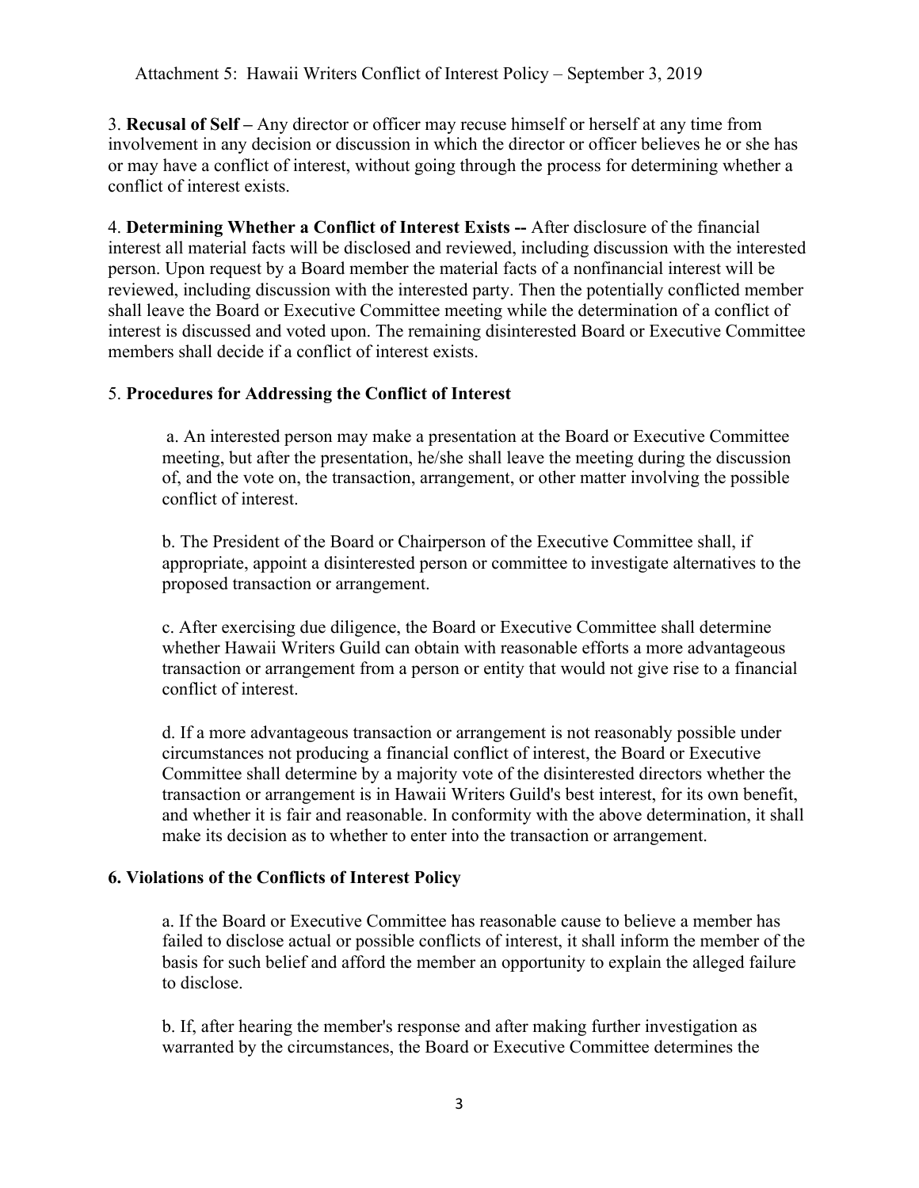3. **Recusal of Self –** Any director or officer may recuse himself or herself at any time from involvement in any decision or discussion in which the director or officer believes he or she has or may have a conflict of interest, without going through the process for determining whether a conflict of interest exists.

4. **Determining Whether a Conflict of Interest Exists --** After disclosure of the financial interest all material facts will be disclosed and reviewed, including discussion with the interested person. Upon request by a Board member the material facts of a nonfinancial interest will be reviewed, including discussion with the interested party. Then the potentially conflicted member shall leave the Board or Executive Committee meeting while the determination of a conflict of interest is discussed and voted upon. The remaining disinterested Board or Executive Committee members shall decide if a conflict of interest exists.

5. **Procedures for Addressing the Conflict of Interest**

a. An interested person may make a presentation at the Board or Executive Committee meeting, but after the presentation, he/she shall leave the meeting during the discussion of, and the vote on, the transaction, arrangement, or other matter involving the possible conflict of interest.

b. The President of the Board or Chairperson of the Executive Committee shall, if appropriate, appoint a disinterested person or committee to investigate alternatives to the proposed transaction or arrangement.

c. After exercising due diligence, the Board or Executive Committee shall determine whether Hawaii Writers Guild can obtain with reasonable efforts a more advantageous transaction or arrangement from a person or entity that would not give rise to a financial conflict of interest.

d. If a more advantageous transaction or arrangement is not reasonably possible under circumstances not producing a financial conflict of interest, the Board or Executive Committee shall determine by a majority vote of the disinterested directors whether the transaction or arrangement is in Hawaii Writers Guild's best interest, for its own benefit, and whether it is fair and reasonable. In conformity with the above determination, it shall make its decision as to whether to enter into the transaction or arrangement.

**6. Violations of the Conflicts of Interest Policy**

a. If the Board or Executive Committee has reasonable cause to believe a member has failed to disclose actual or possible conflicts of interest, it shall inform the member of the basis for such belief and afford the member an opportunity to explain the alleged failure to disclose.

b. If, after hearing the member's response and after making further investigation as warranted by the circumstances, the Board or Executive Committee determines the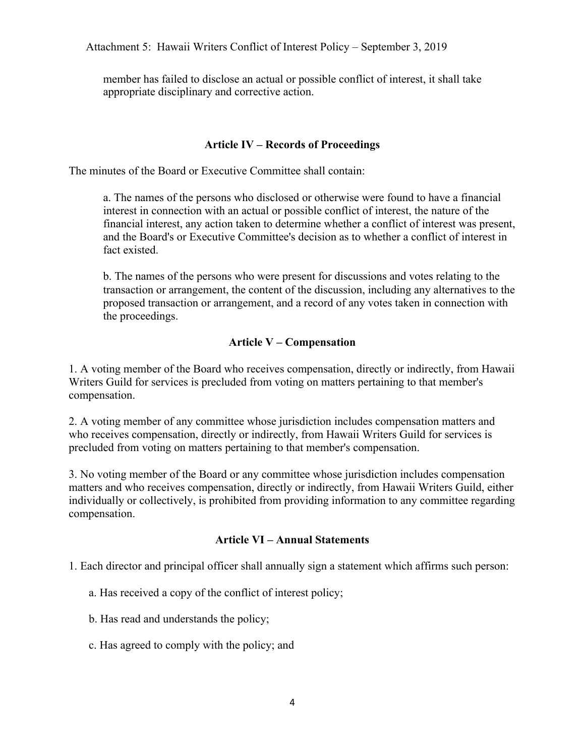member has failed to disclose an actual or possible conflict of interest, it shall take appropriate disciplinary and corrective action.

## Article IV – Records of Proceedings

The minutes of the Board or Executive Committee shall contain:

a. The names of the persons who disclosed or otherwise were found to have a financial interest in connection with an actual or possible conflict of interest, the nature of the financial interest, any action taken to determine whether a conflict of interest was present, and the Board's or Executive Committee's decision as to whether a conflict of interest in fact existed.

b. The names of the persons who were present for discussions and votes relating to the transaction or arrangement, the content of the discussion, including any alternatives to the proposed transaction or arrangement, and a record of any votes taken in connection with the proceedings.

## Article V – Compensation

1. A voting member of the Board who receives compensation, directly or indirectly, from Hawaii Writers Guild for services is precluded from voting on matters pertaining to that member's compensation.

2. A voting member of any committee whose jurisdiction includes compensation matters and who receives compensation, directly or indirectly, from Hawaii Writers Guild for services is precluded from voting on matters pertaining to that member's compensation.

3. No voting member of the Board or any committee whose jurisdiction includes compensation matters and who receives compensation, directly or indirectly, from Hawaii Writers Guild, either individually or collectively, is prohibited from providing information to any committee regarding compensation.

## Article VI – Annual Statements

1. Each director and principal officer shall annually sign a statement which affirms such person:

   a. Has received a copy of the conflict of interest policy;

   b. Has read and understands the policy;

   c. Has agreed to comply with the policy; and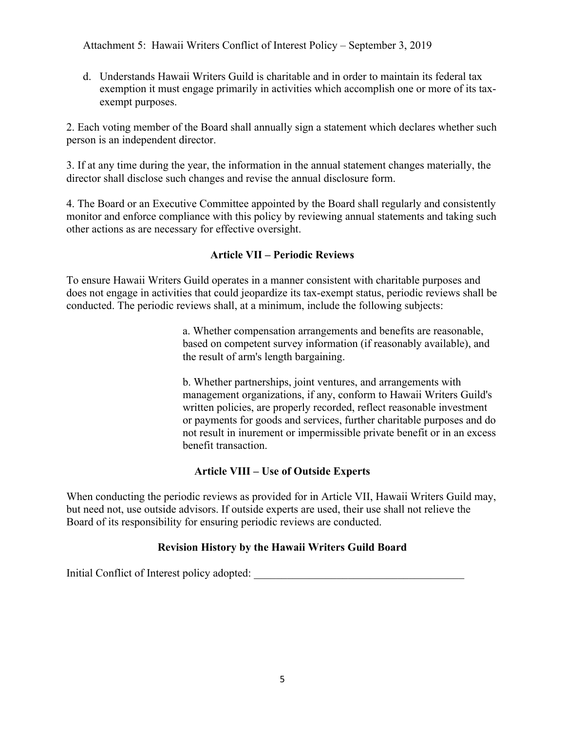d. Understands Hawaii Writers Guild is charitable and in order to maintain its federal tax exemption it must engage primarily in activities which accomplish one or more of its tax-exempt purposes.

2. Each voting member of the Board shall annually sign a statement which declares whether such person is an independent director.

3. If at any time during the year, the information in the annual statement changes materially, the director shall disclose such changes and revise the annual disclosure form.

4. The Board or an Executive Committee appointed by the Board shall regularly and consistently monitor and enforce compliance with this policy by reviewing annual statements and taking such other actions as are necessary for effective oversight.

## Article VII – Periodic Reviews

To ensure Hawaii Writers Guild operates in a manner consistent with charitable purposes and does not engage in activities that could jeopardize its tax-exempt status, periodic reviews shall be conducted. The periodic reviews shall, at a minimum, include the following subjects:

a. Whether compensation arrangements and benefits are reasonable, based on competent survey information (if reasonably available), and the result of arm's length bargaining.

b. Whether partnerships, joint ventures, and arrangements with management organizations, if any, conform to Hawaii Writers Guild's written policies, are properly recorded, reflect reasonable investment or payments for goods and services, further charitable purposes and do not result in inurement or impermissible private benefit or in an excess benefit transaction.

## Article VIII – Use of Outside Experts

When conducting the periodic reviews as provided for in Article VII, Hawaii Writers Guild may, but need not, use outside advisors. If outside experts are used, their use shall not relieve the Board of its responsibility for ensuring periodic reviews are conducted.

## Revision History by the Hawaii Writers Guild Board

Initial Conflict of Interest policy adopted: ______________________________________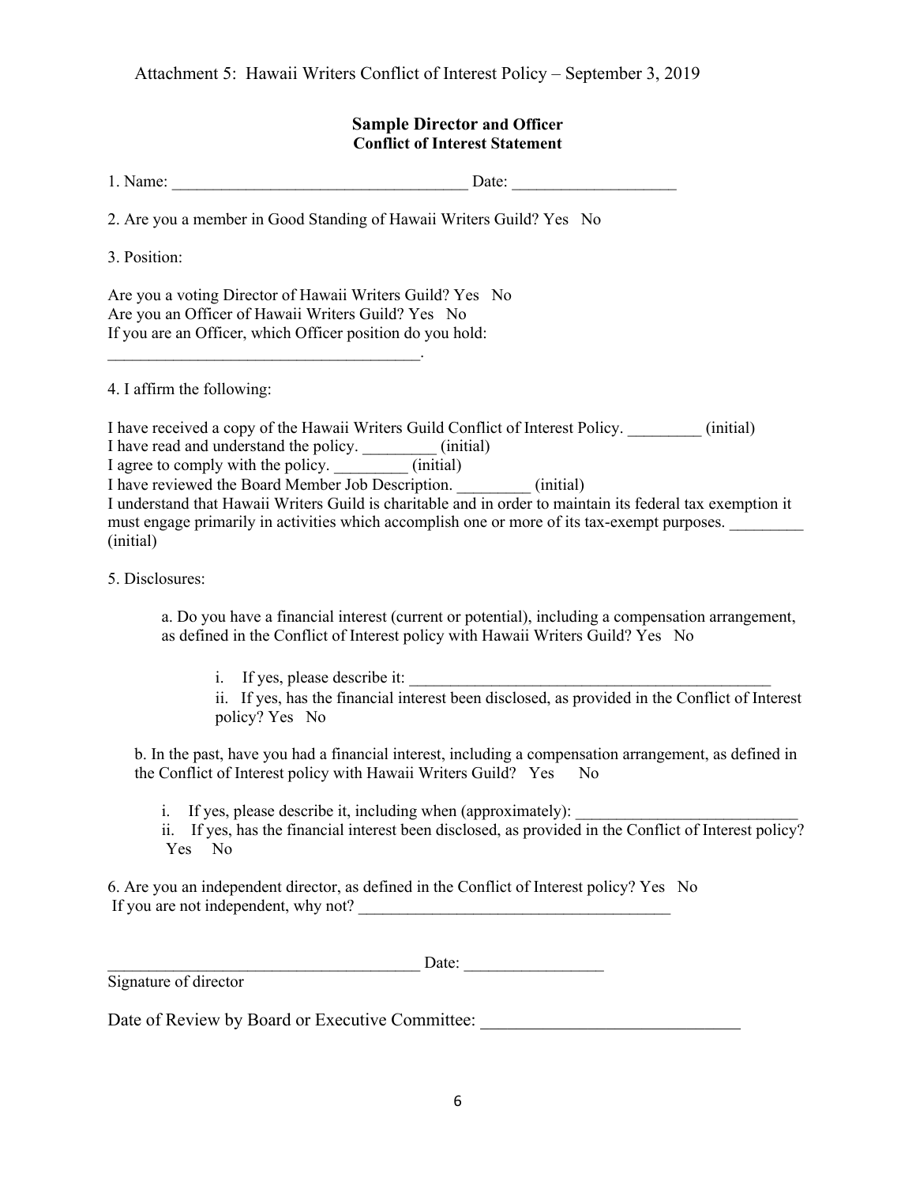Attachment 5: Hawaii Writers Conflict of Interest Policy – September 3, 2019

## Sample Director and Officer
## Conflict of Interest Statement

1. Name: ____________________________________ Date: ____________________

2. Are you a member in Good Standing of Hawaii Writers Guild? Yes No

3. Position:

Are you a voting Director of Hawaii Writers Guild? Yes No
Are you an Officer of Hawaii Writers Guild? Yes No
If you are an Officer, which Officer position do you hold:
______________________________________.

4. I affirm the following:

I have received a copy of the Hawaii Writers Guild Conflict of Interest Policy. _________ (initial)
I have read and understand the policy. _________ (initial)
I agree to comply with the policy. _________ (initial)
I have reviewed the Board Member Job Description. _________ (initial)
I understand that Hawaii Writers Guild is charitable and in order to maintain its federal tax exemption it must engage primarily in activities which accomplish one or more of its tax-exempt purposes. _________ (initial)

5. Disclosures:

a. Do you have a financial interest (current or potential), including a compensation arrangement, as defined in the Conflict of Interest policy with Hawaii Writers Guild? Yes No

i. If yes, please describe it: ______________________________________________
ii. If yes, has the financial interest been disclosed, as provided in the Conflict of Interest policy? Yes No

b. In the past, have you had a financial interest, including a compensation arrangement, as defined in the Conflict of Interest policy with Hawaii Writers Guild? Yes No

i. If yes, please describe it, including when (approximately): ___________________________
ii. If yes, has the financial interest been disclosed, as provided in the Conflict of Interest policy? Yes No

6. Are you an independent director, as defined in the Conflict of Interest policy? Yes No
If you are not independent, why not? ______________________________________

______________________________________ Date: _________________
Signature of director

Date of Review by Board or Executive Committee: ______________________________